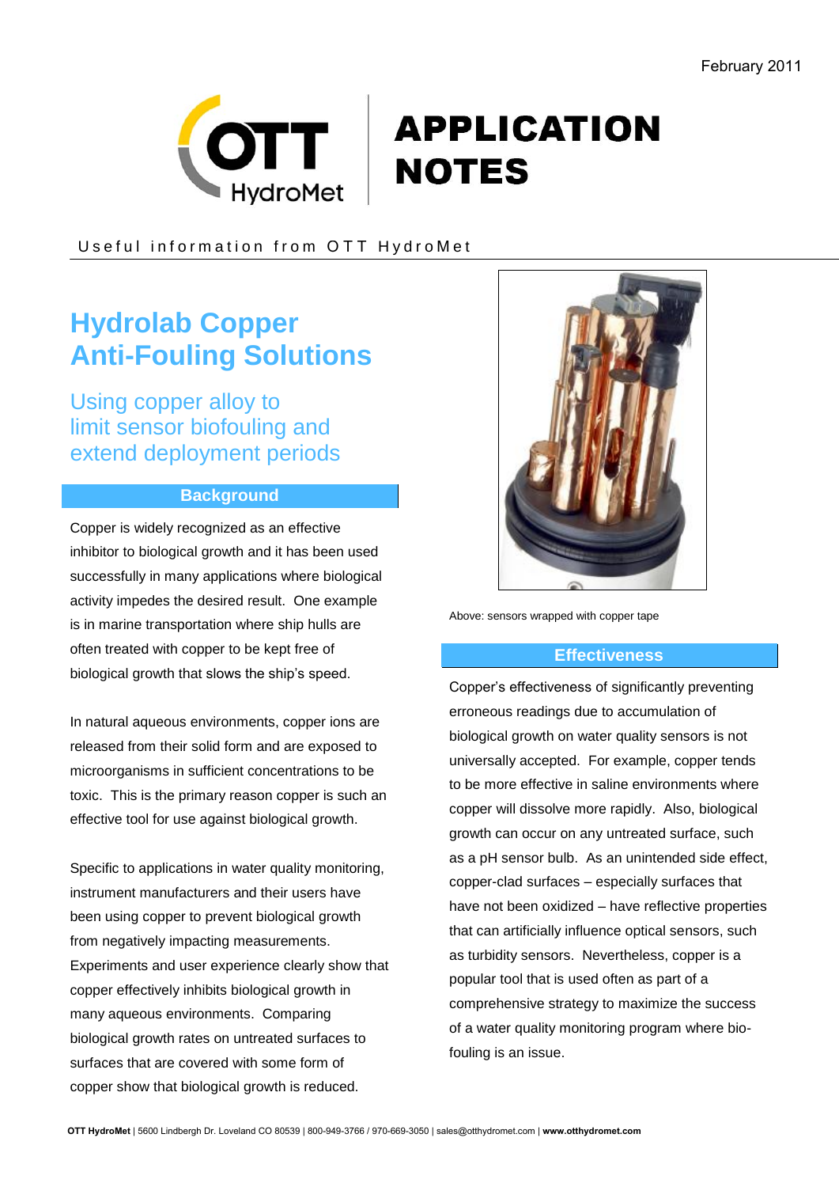February 2011

# APPLICATION NOTES

Useful information from OTT HydroMet

# Hydrolab Copper Anti-Fouling Solutions

## Using copper alloy to limit sensor biofouling and extend deployment periods

### Background

Copper is widely recognized as an effective inhibitor to biological growth and it has been used successfully in many applications where biological activity impedes the desired result. One example is in marine transportation where ship hulls are often treated with copper to be kept free of biological growth that slows the ship's speed.

In natural aqueous environments, copper ions are released from their solid form and are exposed to microorganisms in sufficient concentrations to be toxic. This is the primary reason copper is such an effective tool for use against biological growth.

Specific to applications in water quality monitoring, instrument manufacturers and their users have been using copper to prevent biological growth from negatively impacting measurements. Experiments and user experience clearly show that copper effectively inhibits biological growth in many aqueous environments. Comparing biological growth rates on untreated surfaces to surfaces that are covered with some form of copper show that biological growth is reduced.

Above: sensors wrapped with copper tape

### Effectiveness

Copper's effectiveness of significantly preventing erroneous readings due to accumulation of biological growth on water quality sensors is not universally accepted. For example, copper tends to be more effective in saline environments where copper will dissolve more rapidly. Also, biological growth can occur on any untreated surface, such as a pH sensor bulb. As an unintended side effect, copper-clad surfaces – especially surfaces that have not been oxidized – have reflective properties that can artificially influence optical sensors, such as turbidity sensors. Nevertheless, copper is a popular tool that is used often as part of a comprehensive strategy to maximize the success of a water quality monitoring program where bio-fouling is an issue.

**OTT HydroMet** | 5600 Lindbergh Dr. Loveland CO 80539 | 800-949-3766 / 970-669-3050 | sales@otthydromet.com | **www.otthydromet.com**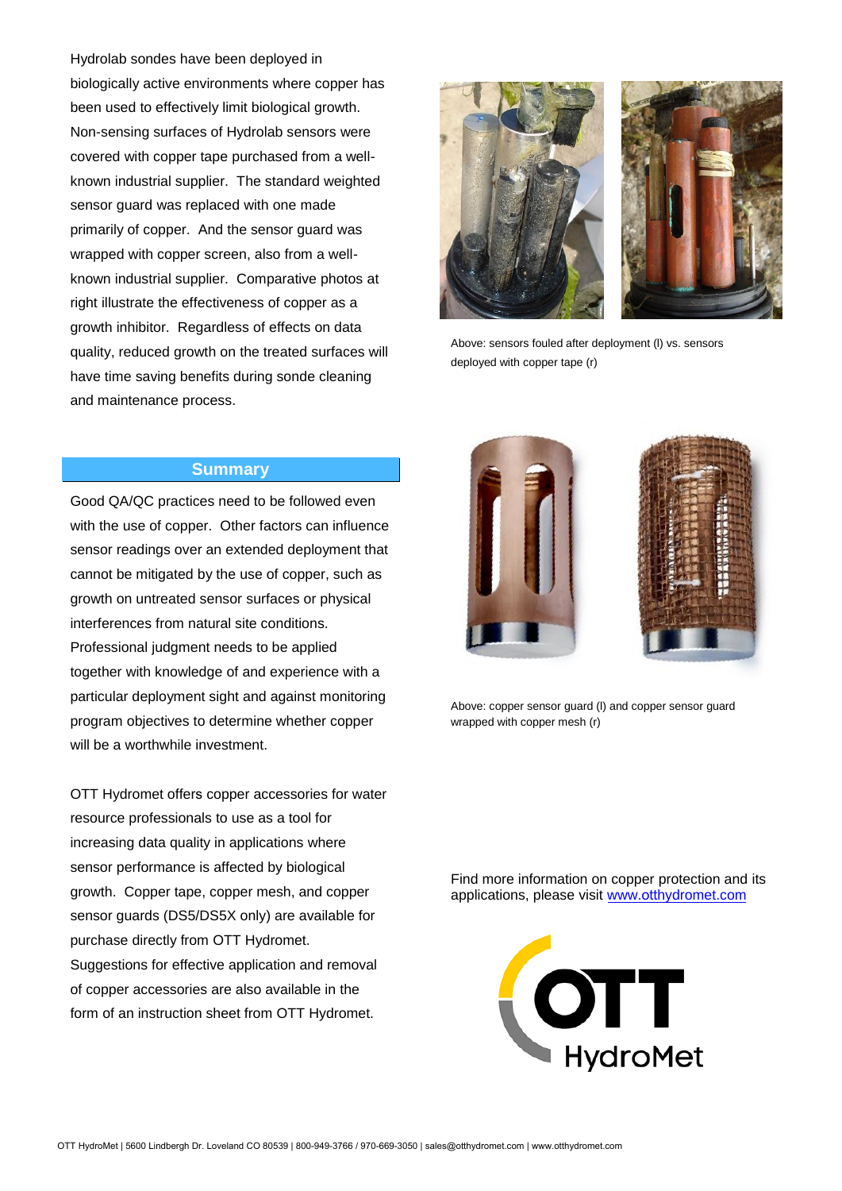Hydrolab sondes have been deployed in biologically active environments where copper has been used to effectively limit biological growth. Non-sensing surfaces of Hydrolab sensors were covered with copper tape purchased from a well-known industrial supplier. The standard weighted sensor guard was replaced with one made primarily of copper. And the sensor guard was wrapped with copper screen, also from a well-known industrial supplier. Comparative photos at right illustrate the effectiveness of copper as a growth inhibitor. Regardless of effects on data quality, reduced growth on the treated surfaces will have time saving benefits during sonde cleaning and maintenance process.

Above: sensors fouled after deployment (l) vs. sensors deployed with copper tape (r)

## Summary

Good QA/QC practices need to be followed even with the use of copper. Other factors can influence sensor readings over an extended deployment that cannot be mitigated by the use of copper, such as growth on untreated sensor surfaces or physical interferences from natural site conditions. Professional judgment needs to be applied together with knowledge of and experience with a particular deployment sight and against monitoring program objectives to determine whether copper will be a worthwhile investment.

OTT Hydromet offers copper accessories for water resource professionals to use as a tool for increasing data quality in applications where sensor performance is affected by biological growth. Copper tape, copper mesh, and copper sensor guards (DS5/DS5X only) are available for purchase directly from OTT Hydromet. Suggestions for effective application and removal of copper accessories are also available in the form of an instruction sheet from OTT Hydromet.

Above: copper sensor guard (l) and copper sensor guard wrapped with copper mesh (r)

Find more information on copper protection and its applications, please visit [www.otthydromet.com](http://www.otthydromet.com)

OTT HydroMet

OTT HydroMet | 5600 Lindbergh Dr. Loveland CO 80539 | 800-949-3766 / 970-669-3050 | sales@otthydromet.com | www.otthydromet.com